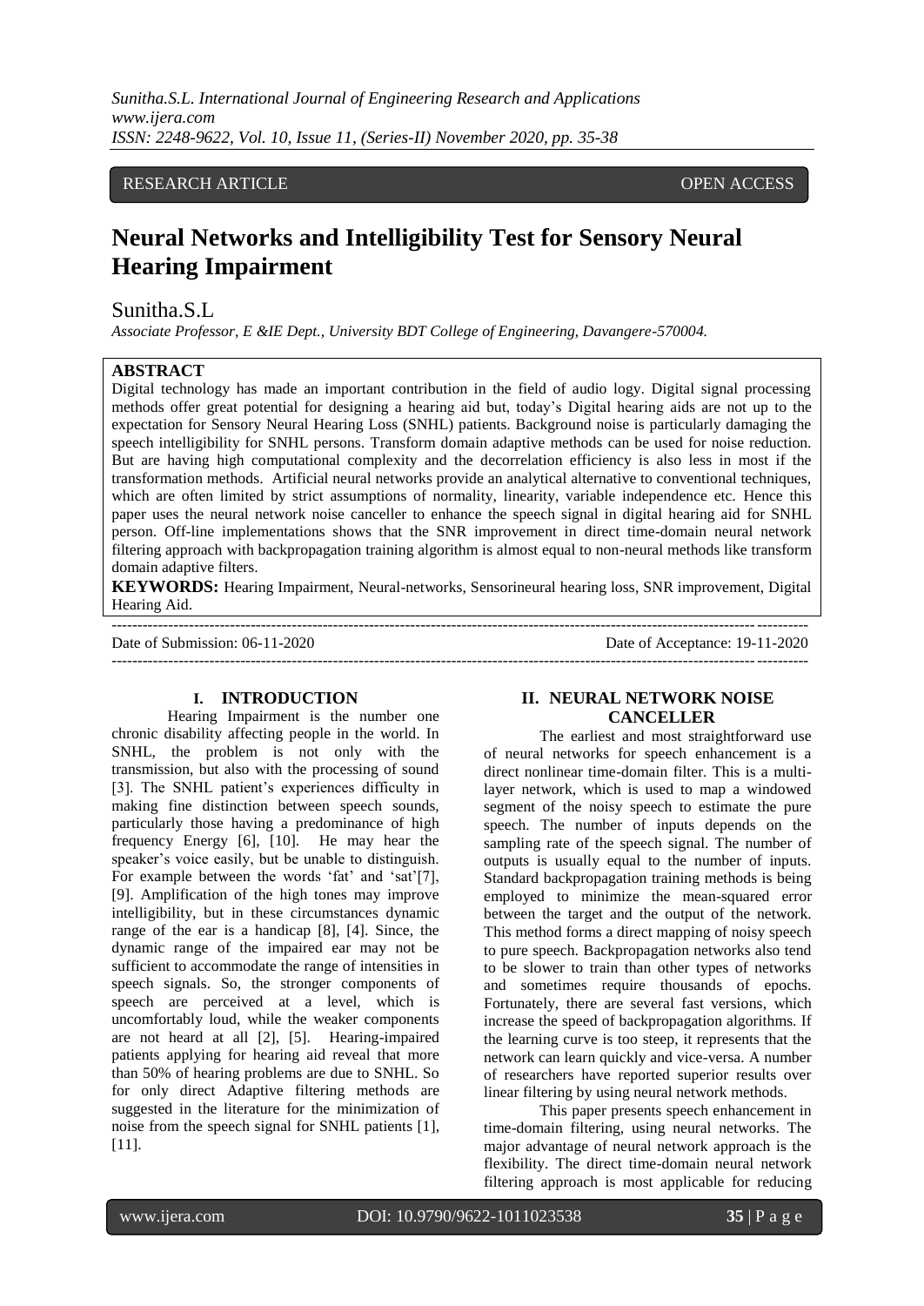RESEARCH ARTICLE OPEN ACCESS

# Neural Networks and Intelligibility Test for Sensory Neural Hearing Impairment

Sunitha.S.L

*Associate Professor, E &IE Dept., University BDT College of Engineering, Davangere-570004.*

## ABSTRACT

Digital technology has made an important contribution in the field of audio logy. Digital signal processing methods offer great potential for designing a hearing aid but, today's Digital hearing aids are not up to the expectation for Sensory Neural Hearing Loss (SNHL) patients. Background noise is particularly damaging the speech intelligibility for SNHL persons. Transform domain adaptive methods can be used for noise reduction. But are having high computational complexity and the decorrelation efficiency is also less in most if the transformation methods. Artificial neural networks provide an analytical alternative to conventional techniques, which are often limited by strict assumptions of normality, linearity, variable independence etc. Hence this paper uses the neural network noise canceller to enhance the speech signal in digital hearing aid for SNHL person. Off-line implementations shows that the SNR improvement in direct time-domain neural network filtering approach with backpropagation training algorithm is almost equal to non-neural methods like transform domain adaptive filters.

**KEYWORDS:** Hearing Impairment, Neural-networks, Sensorineural hearing loss, SNR improvement, Digital Hearing Aid.

Date of Submission: 06-11-2020 Date of Acceptance: 19-11-2020

## I. INTRODUCTION

Hearing Impairment is the number one chronic disability affecting people in the world. In SNHL, the problem is not only with the transmission, but also with the processing of sound [3]. The SNHL patient's experiences difficulty in making fine distinction between speech sounds, particularly those having a predominance of high frequency Energy [6], [10]. He may hear the speaker's voice easily, but be unable to distinguish. For example between the words 'fat' and 'sat'[7], [9]. Amplification of the high tones may improve intelligibility, but in these circumstances dynamic range of the ear is a handicap [8], [4]. Since, the dynamic range of the impaired ear may not be sufficient to accommodate the range of intensities in speech signals. So, the stronger components of speech are perceived at a level, which is uncomfortably loud, while the weaker components are not heard at all [2], [5]. Hearing-impaired patients applying for hearing aid reveal that more than 50% of hearing problems are due to SNHL. So for only direct Adaptive filtering methods are suggested in the literature for the minimization of noise from the speech signal for SNHL patients [1], [11].

## II. NEURAL NETWORK NOISE CANCELLER

The earliest and most straightforward use of neural networks for speech enhancement is a direct nonlinear time-domain filter. This is a multi-layer network, which is used to map a windowed segment of the noisy speech to estimate the pure speech. The number of inputs depends on the sampling rate of the speech signal. The number of outputs is usually equal to the number of inputs. Standard backpropagation training methods is being employed to minimize the mean-squared error between the target and the output of the network. This method forms a direct mapping of noisy speech to pure speech. Backpropagation networks also tend to be slower to train than other types of networks and sometimes require thousands of epochs. Fortunately, there are several fast versions, which increase the speed of backpropagation algorithms. If the learning curve is too steep, it represents that the network can learn quickly and vice-versa. A number of researchers have reported superior results over linear filtering by using neural network methods.

This paper presents speech enhancement in time-domain filtering, using neural networks. The major advantage of neural network approach is the flexibility. The direct time-domain neural network filtering approach is most applicable for reducing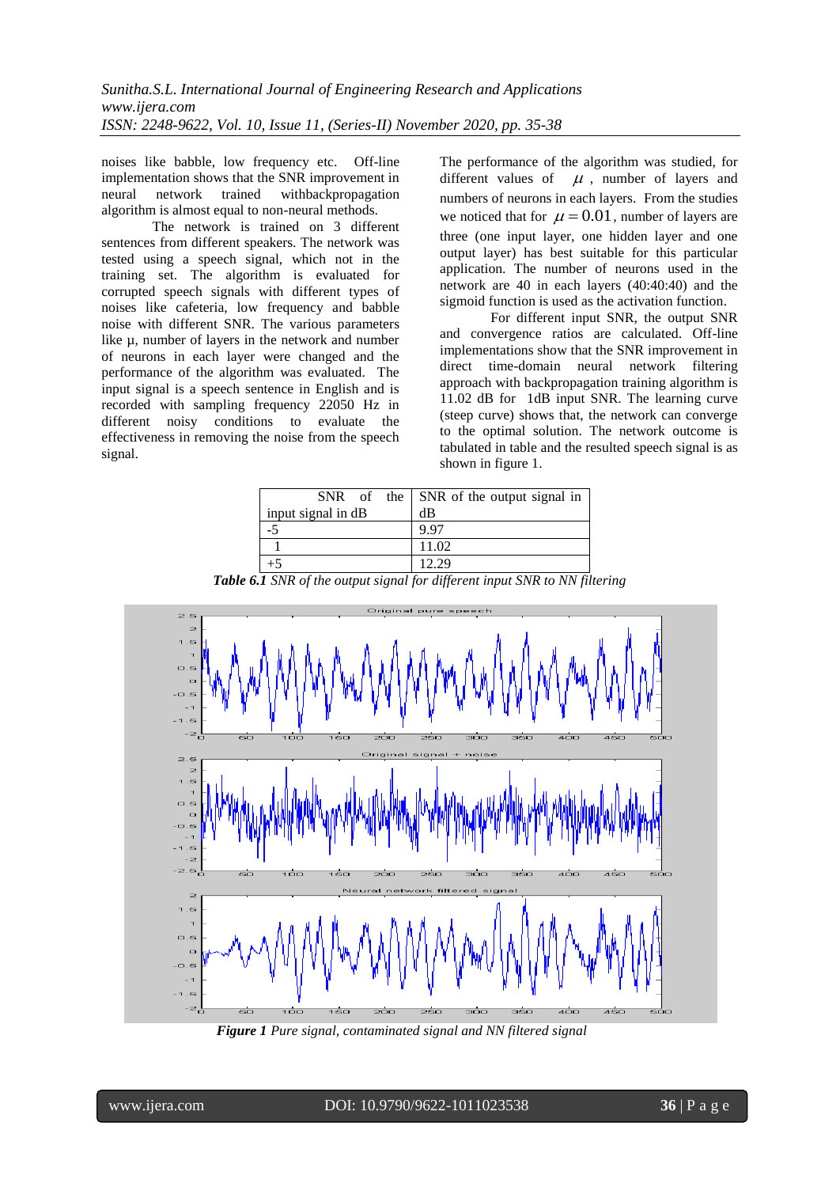noises like babble, low frequency etc. Off-line implementation shows that the SNR improvement in neural network trained withbackpropagation algorithm is almost equal to non-neural methods.

The network is trained on 3 different sentences from different speakers. The network was tested using a speech signal, which not in the training set. The algorithm is evaluated for corrupted speech signals with different types of noises like cafeteria, low frequency and babble noise with different SNR. The various parameters like μ, number of layers in the network and number of neurons in each layer were changed and the performance of the algorithm was evaluated. The input signal is a speech sentence in English and is recorded with sampling frequency 22050 Hz in different noisy conditions to evaluate the effectiveness in removing the noise from the speech signal.

The performance of the algorithm was studied, for different values of $\mu$, number of layers and numbers of neurons in each layers. From the studies we noticed that for $\mu = 0.01$, number of layers are three (one input layer, one hidden layer and one output layer) has best suitable for this particular application. The number of neurons used in the network are 40 in each layers (40:40:40) and the sigmoid function is used as the activation function.

For different input SNR, the output SNR and convergence ratios are calculated. Off-line implementations show that the SNR improvement in direct time-domain neural network filtering approach with backpropagation training algorithm is 11.02 dB for 1dB input SNR. The learning curve (steep curve) shows that, the network can converge to the optimal solution. The network outcome is tabulated in table and the resulted speech signal is as shown in figure 1.

| SNR of the input signal in dB | SNR of the output signal in dB |
|---|---|
| -5 | 9.97 |
| 1 | 11.02 |
| +5 | 12.29 |

***Table 6.1*** *SNR of the output signal for different input SNR to NN filtering*

***Figure 1*** *Pure signal, contaminated signal and NN filtered signal*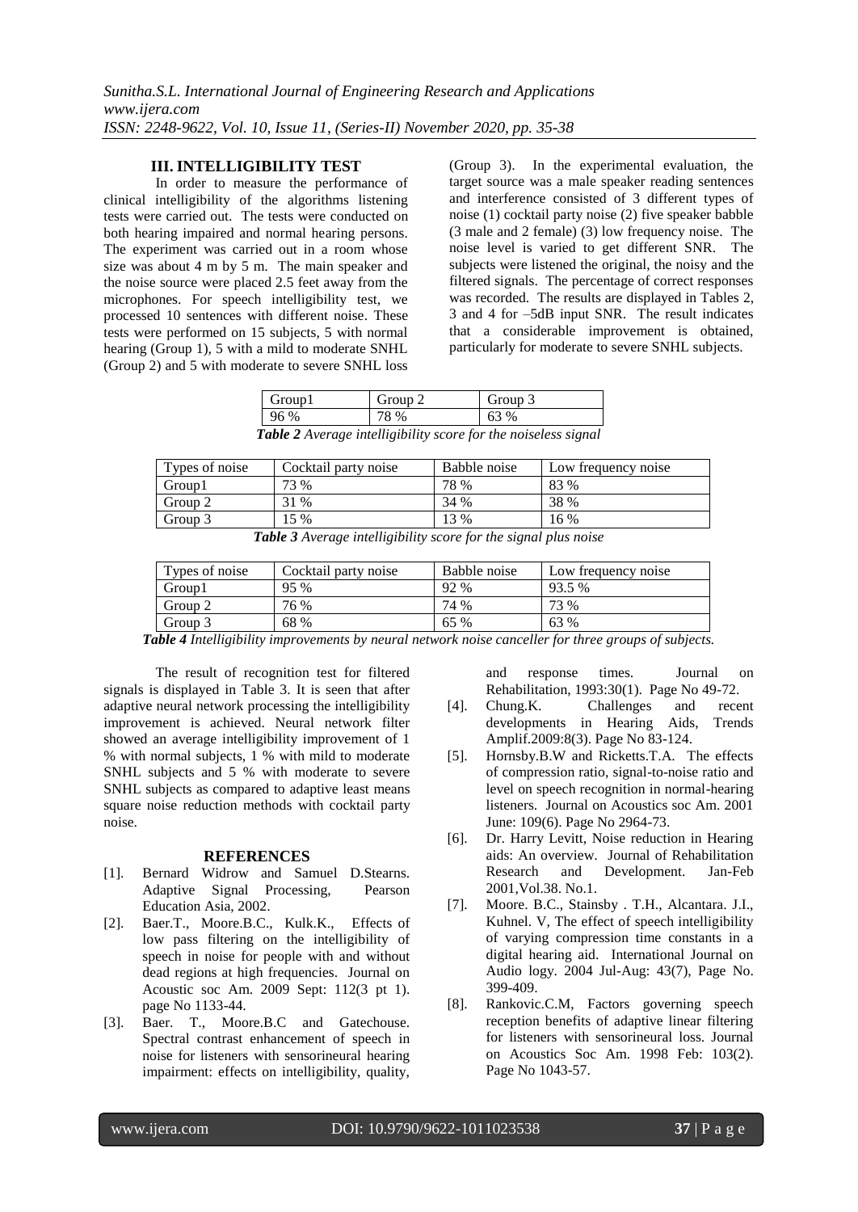## III. INTELLIGIBILITY TEST

In order to measure the performance of clinical intelligibility of the algorithms listening tests were carried out. The tests were conducted on both hearing impaired and normal hearing persons. The experiment was carried out in a room whose size was about 4 m by 5 m. The main speaker and the noise source were placed 2.5 feet away from the microphones. For speech intelligibility test, we processed 10 sentences with different noise. These tests were performed on 15 subjects, 5 with normal hearing (Group 1), 5 with a mild to moderate SNHL (Group 2) and 5 with moderate to severe SNHL loss (Group 3). In the experimental evaluation, the target source was a male speaker reading sentences and interference consisted of 3 different types of noise (1) cocktail party noise (2) five speaker babble (3 male and 2 female) (3) low frequency noise. The noise level is varied to get different SNR. The subjects were listened the original, the noisy and the filtered signals. The percentage of correct responses was recorded. The results are displayed in Tables 2, 3 and 4 for –5dB input SNR. The result indicates that a considerable improvement is obtained, particularly for moderate to severe SNHL subjects.

| Group1 | Group 2 | Group 3 |
|---|---|---|
| 96 % | 78 % | 63 % |

***Table 2*** *Average intelligibility score for the noiseless signal*

| Types of noise | Cocktail party noise | Babble noise | Low frequency noise |
|---|---|---|---|
| Group1 | 73 % | 78 % | 83 % |
| Group 2 | 31 % | 34 % | 38 % |
| Group 3 | 15 % | 13 % | 16 % |

***Table 3*** *Average intelligibility score for the signal plus noise*

| Types of noise | Cocktail party noise | Babble noise | Low frequency noise |
|---|---|---|---|
| Group1 | 95 % | 92 % | 93.5 % |
| Group 2 | 76 % | 74 % | 73 % |
| Group 3 | 68 % | 65 % | 63 % |

***Table 4*** *Intelligibility improvements by neural network noise canceller for three groups of subjects.*

The result of recognition test for filtered signals is displayed in Table 3. It is seen that after adaptive neural network processing the intelligibility improvement is achieved. Neural network filter showed an average intelligibility improvement of 1 % with normal subjects, 1 % with mild to moderate SNHL subjects and 5 % with moderate to severe SNHL subjects as compared to adaptive least means square noise reduction methods with cocktail party noise.

## REFERENCES

[1]. Bernard Widrow and Samuel D.Stearns. Adaptive Signal Processing, Pearson Education Asia, 2002.

[2]. Baer.T., Moore.B.C., Kulk.K., Effects of low pass filtering on the intelligibility of speech in noise for people with and without dead regions at high frequencies. Journal on Acoustic soc Am. 2009 Sept: 112(3 pt 1). page No 1133-44.

[3]. Baer. T., Moore.B.C and Gatechouse. Spectral contrast enhancement of speech in noise for listeners with sensorineural hearing impairment: effects on intelligibility, quality, and response times. Journal on Rehabilitation, 1993:30(1). Page No 49-72.

[4]. Chung.K. Challenges and recent developments in Hearing Aids, Trends Amplif.2009:8(3). Page No 83-124.

[5]. Hornsby.B.W and Ricketts.T.A. The effects of compression ratio, signal-to-noise ratio and level on speech recognition in normal-hearing listeners. Journal on Acoustics soc Am. 2001 June: 109(6). Page No 2964-73.

[6]. Dr. Harry Levitt, Noise reduction in Hearing aids: An overview. Journal of Rehabilitation Research and Development. Jan-Feb 2001,Vol.38. No.1.

[7]. Moore. B.C., Stainsby . T.H., Alcantara. J.I., Kuhnel. V, The effect of speech intelligibility of varying compression time constants in a digital hearing aid. International Journal on Audio logy. 2004 Jul-Aug: 43(7), Page No. 399-409.

[8]. Rankovic.C.M, Factors governing speech reception benefits of adaptive linear filtering for listeners with sensorineural loss. Journal on Acoustics Soc Am. 1998 Feb: 103(2). Page No 1043-57.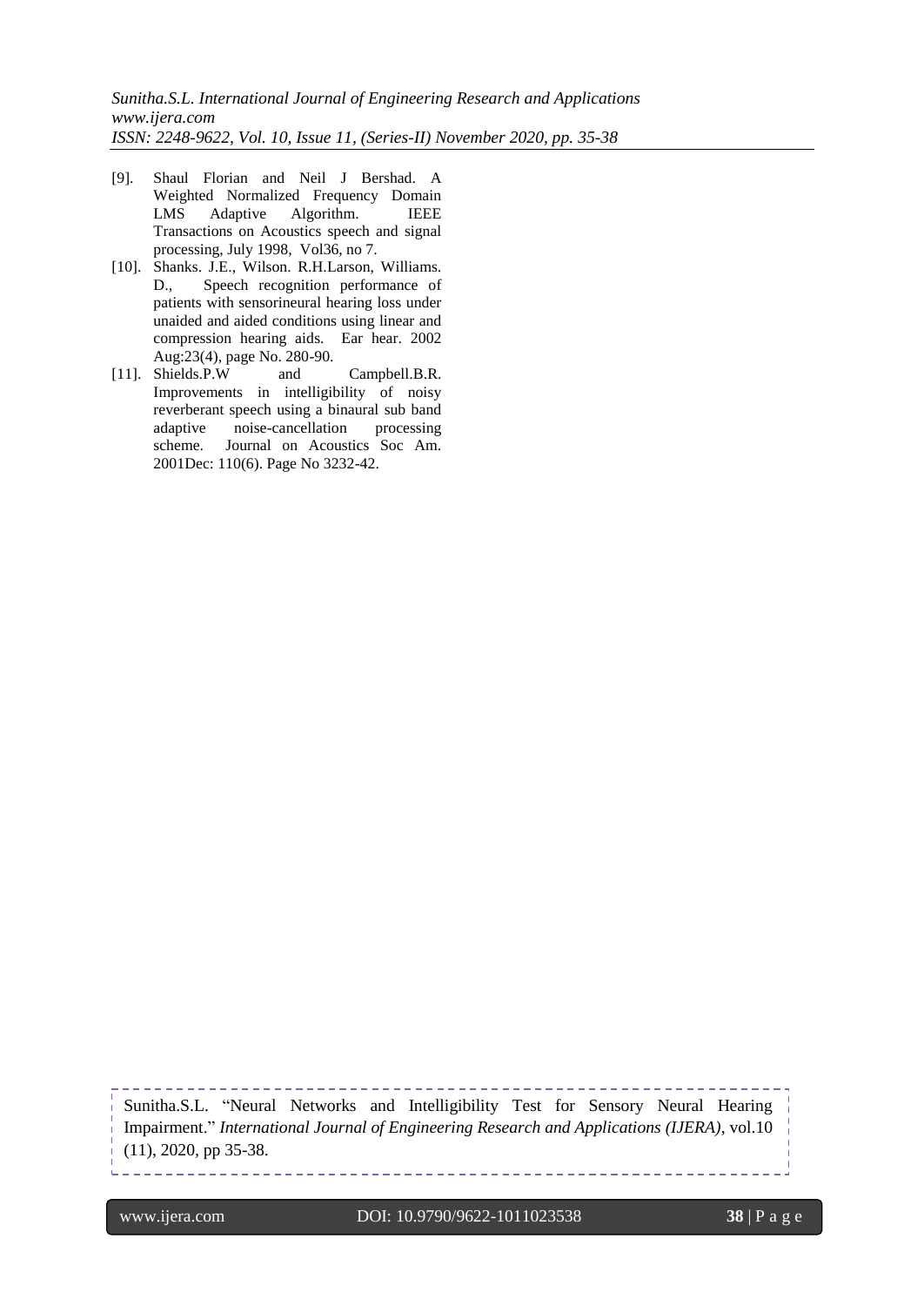[9]. Shaul Florian and Neil J Bershad. A Weighted Normalized Frequency Domain LMS Adaptive Algorithm. IEEE Transactions on Acoustics speech and signal processing, July 1998, Vol36, no 7.

[10]. Shanks. J.E., Wilson. R.H.Larson, Williams. D., Speech recognition performance of patients with sensorineural hearing loss under unaided and aided conditions using linear and compression hearing aids. Ear hear. 2002 Aug:23(4), page No. 280-90.

[11]. Shields.P.W and Campbell.B.R. Improvements in intelligibility of noisy reverberant speech using a binaural sub band adaptive noise-cancellation processing scheme. Journal on Acoustics Soc Am. 2001Dec: 110(6). Page No 3232-42.

Sunitha.S.L. "Neural Networks and Intelligibility Test for Sensory Neural Hearing Impairment." *International Journal of Engineering Research and Applications (IJERA)*, vol.10 (11), 2020, pp 35-38.